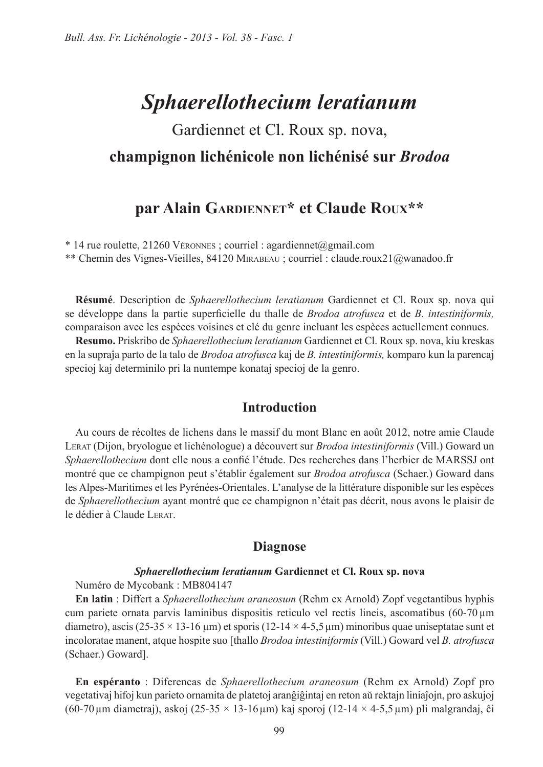# *Sphaerellothecium leratianum*

Gardiennet et Cl. Roux sp. nova,

**champignon lichénicole non lichénisé sur *Brodoa***

## par Alain Gardiennet* et Claude Roux**

\* 14 rue roulette, 21260 Véronnes ; courriel : agardiennet@gmail.com
\** Chemin des Vignes-Vieilles, 84120 Mirabeau ; courriel : claude.roux21@wanadoo.fr

**Résumé**. Description de *Sphaerellothecium leratianum* Gardiennet et Cl. Roux sp. nova qui se développe dans la partie superficielle du thalle de *Brodoa atrofusca* et de *B. intestiniformis,* comparaison avec les espèces voisines et clé du genre incluant les espèces actuellement connues.

**Resumo.** Priskribo de *Sphaerellothecium leratianum* Gardiennet et Cl. Roux sp. nova, kiu kreskas en la supraĵa parto de la talo de *Brodoa atrofusca* kaj de *B. intestiniformis,* komparo kun la parencaj specioj kaj determinilo pri la nuntempe konataj specioj de la genro.

## Introduction

Au cours de récoltes de lichens dans le massif du mont Blanc en août 2012, notre amie Claude Lerat (Dijon, bryologue et lichénologue) a découvert sur *Brodoa intestiniformis* (Vill.) Goward un *Sphaerellothecium* dont elle nous a confié l'étude. Des recherches dans l'herbier de MARSSJ ont montré que ce champignon peut s'établir également sur *Brodoa atrofusca* (Schaer.) Goward dans les Alpes-Maritimes et les Pyrénées-Orientales. L'analyse de la littérature disponible sur les espèces de *Sphaerellothecium* ayant montré que ce champignon n'était pas décrit, nous avons le plaisir de le dédier à Claude Lerat.

## Diagnose

***Sphaerellothecium leratianum* Gardiennet et Cl. Roux sp. nova**

Numéro de Mycobank : MB804147

**En latin** : Differt a *Sphaerellothecium araneosum* (Rehm ex Arnold) Zopf vegetantibus hyphis cum pariete ornata parvis laminibus dispositis reticulo vel rectis lineis, ascomatibus (60-70 µm diametro), ascis (25-35 × 13-16 µm) et sporis (12-14 × 4-5,5 µm) minoribus quae uniseptatae sunt et incoloratae manent, atque hospite suo [thallo *Brodoa intestiniformis* (Vill.) Goward vel *B. atrofusca* (Schaer.) Goward].

**En espéranto** : Diferencas de *Sphaerellothecium araneosum* (Rehm ex Arnold) Zopf pro vegetativaj hifoj kun parieto ornamita de platetoj aranĝiĝintaj en reton aŭ rektajn liniaĵojn, pro askujoj (60-70 µm diametraj), askoj (25-35 × 13-16 µm) kaj sporoj (12-14 × 4-5,5 µm) pli malgrandaj, ĉi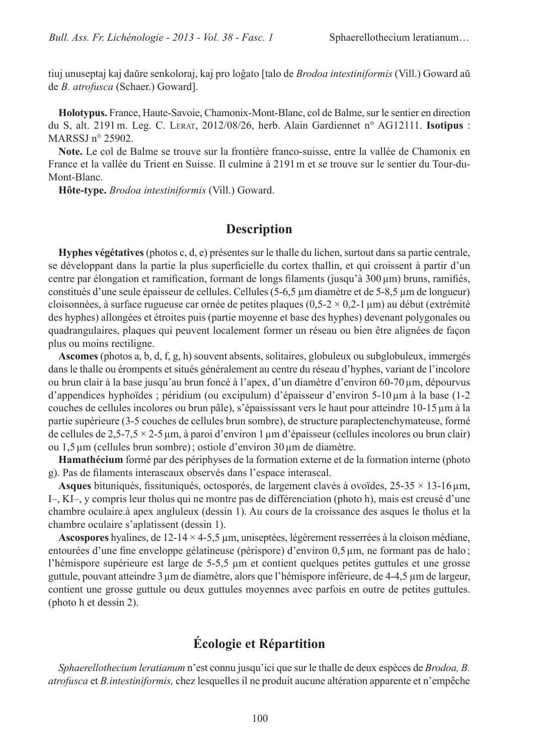tiuj unuseptaj kaj daŭre senkoloraj, kaj pro loĝato [talo de *Brodoa intestiniformis* (Vill.) Goward aŭ de *B. atrofusca* (Schaer.) Goward].

**Holotypus.** France, Haute-Savoie, Chamonix-Mont-Blanc, col de Balme, sur le sentier en direction du S, alt. 2191 m. Leg. C. Lerat, 2012/08/26, herb. Alain Gardiennet n° AG12111. **Isotipus** : MARSSJ n° 25902.

**Note.** Le col de Balme se trouve sur la frontière franco-suisse, entre la vallée de Chamonix en France et la vallée du Trient en Suisse. Il culmine à 2191 m et se trouve sur le sentier du Tour-du-Mont-Blanc.

**Hôte-type.** *Brodoa intestiniformis* (Vill.) Goward.

## Description

**Hyphes végétatives** (photos c, d, e) présentes sur le thalle du lichen, surtout dans sa partie centrale, se développant dans la partie la plus superficielle du cortex thallin, et qui croissent à partir d'un centre par élongation et ramification, formant de longs filaments (jusqu'à 300 µm) bruns, ramifiés, constitués d'une seule épaisseur de cellules. Cellules (5-6,5 µm diamètre et de 5-8,5 µm de longueur) cloisonnées, à surface rugueuse car ornée de petites plaques (0,5-2 × 0,2-1 µm) au début (extrémité des hyphes) allongées et étroites puis (partie moyenne et base des hyphes) devenant polygonales ou quadrangulaires, plaques qui peuvent localement former un réseau ou bien être alignées de façon plus ou moins rectiligne.

**Ascomes** (photos a, b, d, f, g, h) souvent absents, solitaires, globuleux ou subglobuleux, immergés dans le thalle ou érompents et situés généralement au centre du réseau d'hyphes, variant de l'incolore ou brun clair à la base jusqu'au brun foncé à l'apex, d'un diamètre d'environ 60-70 µm, dépourvus d'appendices hyphoïdes ; péridium (ou excipulum) d'épaisseur d'environ 5-10 µm à la base (1-2 couches de cellules incolores ou brun pâle), s'épaississant vers le haut pour atteindre 10-15 µm à la partie supérieure (3-5 couches de cellules brun sombre), de structure paraplectenchymateuse, formé de cellules de 2,5-7,5 × 2-5 µm, à paroi d'environ 1 µm d'épaisseur (cellules incolores ou brun clair) ou 1,5 µm (cellules brun sombre) ; ostiole d'environ 30 µm de diamètre.

**Hamathécium** formé par des périphyses de la formation externe et de la formation interne (photo g). Pas de filaments interascaux observés dans l'espace interascal.

**Asques** bituniqués, fissituniqués, octosporés, de largement clavés à ovoïdes, 25-35 × 13-16 µm, I–, KI–, y compris leur tholus qui ne montre pas de différenciation (photo h), mais est creusé d'une chambre oculaire.à apex angluleux (dessin 1). Au cours de la croissance des asques le tholus et la chambre oculaire s'aplatissent (dessin 1).

**Ascospores** hyalines, de 12-14 × 4-5,5 µm, uniseptées, légèrement resserrées à la cloison médiane, entourées d'une fine enveloppe gélatineuse (périspore) d'environ 0,5 µm, ne formant pas de halo ; l'hémispore supérieure est large de 5-5,5 µm et contient quelques petites guttules et une grosse guttule, pouvant atteindre 3 µm de diamètre, alors que l'hémispore inférieure, de 4-4,5 µm de largeur, contient une grosse guttule ou deux guttules moyennes avec parfois en outre de petites guttules. (photo h et dessin 2).

## Écologie et Répartition

*Sphaerellothecium leratianum* n'est connu jusqu'ici que sur le thalle de deux espèces de *Brodoa, B. atrofusca* et *B.intestiniformis,* chez lesquelles il ne produit aucune altération apparente et n'empêche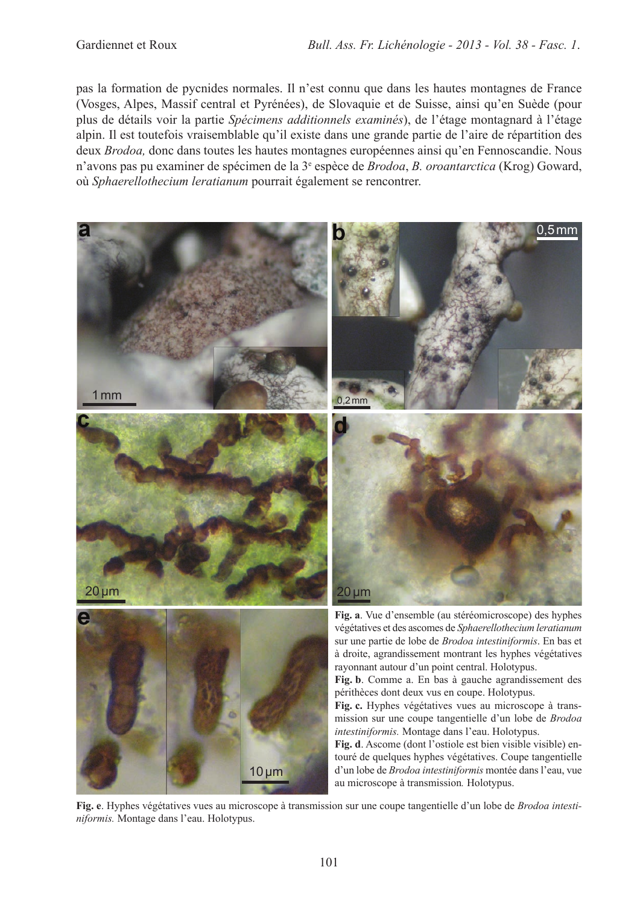pas la formation de pycnides normales. Il n'est connu que dans les hautes montagnes de France (Vosges, Alpes, Massif central et Pyrénées), de Slovaquie et de Suisse, ainsi qu'en Suède (pour plus de détails voir la partie *Spécimens additionnels examinés*), de l'étage montagnard à l'étage alpin. Il est toutefois vraisemblable qu'il existe dans une grande partie de l'aire de répartition des deux *Brodoa,* donc dans toutes les hautes montagnes européennes ainsi qu'en Fennoscandie. Nous n'avons pas pu examiner de spécimen de la 3[e] espèce de *Brodoa*, *B. oroantarctica* (Krog) Goward, où *Sphaerellothecium leratianum* pourrait également se rencontrer.

**Fig. a**. Vue d'ensemble (au stéréomicroscope) des hyphes végétatives et des ascomes de *Sphaerellothecium leratianum* sur une partie de lobe de *Brodoa intestiniformis*. En bas et à droite, agrandissement montrant les hyphes végétatives rayonnant autour d'un point central. Holotypus.

**Fig. b**. Comme a. En bas à gauche agrandissement des périthèces dont deux vus en coupe. Holotypus.

**Fig. c.** Hyphes végétatives vues au microscope à transmission sur une coupe tangentielle d'un lobe de *Brodoa intestiniformis.* Montage dans l'eau. Holotypus.

**Fig. d**. Ascome (dont l'ostiole est bien visible visible) entouré de quelques hyphes végétatives. Coupe tangentielle d'un lobe de *Brodoa intestiniformis* montée dans l'eau, vue au microscope à transmission*.* Holotypus.

**Fig. e**. Hyphes végétatives vues au microscope à transmission sur une coupe tangentielle d'un lobe de *Brodoa intestiniformis.* Montage dans l'eau. Holotypus.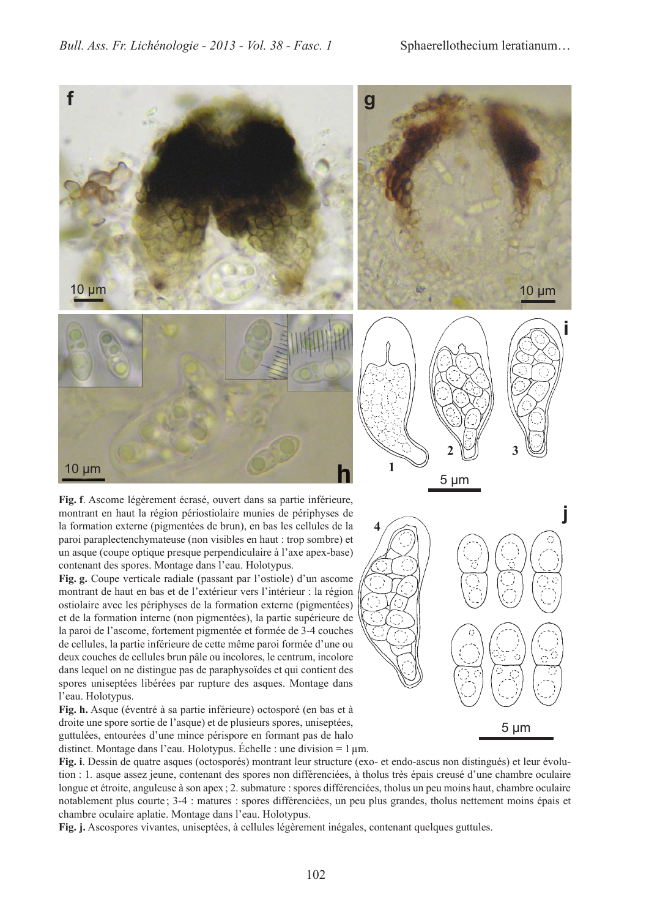**Fig. f**. Ascome légèrement écrasé, ouvert dans sa partie inférieure, montrant en haut la région périostiolaire munies de périphyses de la formation externe (pigmentées de brun), en bas les cellules de la paroi paraplectenchymateuse (non visibles en haut : trop sombre) et un asque (coupe optique presque perpendiculaire à l'axe apex-base) contenant des spores. Montage dans l'eau. Holotypus.

**Fig. g.** Coupe verticale radiale (passant par l'ostiole) d'un ascome montrant de haut en bas et de l'extérieur vers l'intérieur : la région ostiolaire avec les périphyses de la formation externe (pigmentées) et de la formation interne (non pigmentées), la partie supérieure de la paroi de l'ascome, fortement pigmentée et formée de 3-4 couches de cellules, la partie inférieure de cette même paroi formée d'une ou deux couches de cellules brun pâle ou incolores, le centrum, incolore dans lequel on ne distingue pas de paraphysoïdes et qui contient des spores uniseptées libérées par rupture des asques. Montage dans l'eau. Holotypus.

**Fig. h.** Asque (éventré à sa partie inférieure) octosporé (en bas et à droite une spore sortie de l'asque) et de plusieurs spores, uniseptées, guttulées, entourées d'une mince périspore en formant pas de halo distinct. Montage dans l'eau. Holotypus. Échelle : une division = 1 µm.

**Fig. i**. Dessin de quatre asques (octosporés) montrant leur structure (exo- et endo-ascus non distingués) et leur évolution : 1. asque assez jeune, contenant des spores non différenciées, à tholus très épais creusé d'une chambre oculaire longue et étroite, anguleuse à son apex ; 2. submature : spores différenciées, tholus un peu moins haut, chambre oculaire notablement plus courte ; 3-4 : matures : spores différenciées, un peu plus grandes, tholus nettement moins épais et chambre oculaire aplatie. Montage dans l'eau. Holotypus.

**Fig. j.** Ascospores vivantes, uniseptées, à cellules légèrement inégales, contenant quelques guttules.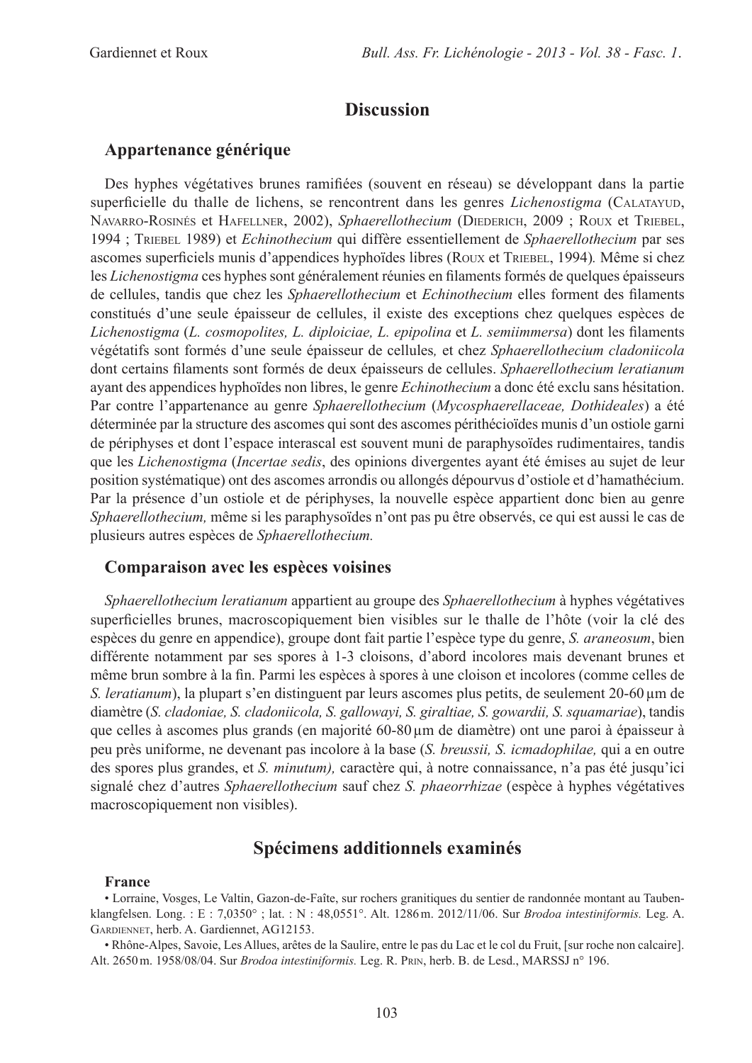# Discussion

## Appartenance générique

Des hyphes végétatives brunes ramifiées (souvent en réseau) se développant dans la partie superficielle du thalle de lichens, se rencontrent dans les genres *Lichenostigma* (Calatayud, Navarro-Rosinés et Hafellner, 2002), *Sphaerellothecium* (Diederich, 2009 ; Roux et Triebel, 1994 ; Triebel 1989) et *Echinothecium* qui diffère essentiellement de *Sphaerellothecium* par ses ascomes superficiels munis d'appendices hyphoïdes libres (Roux et Triebel, 1994)*.* Même si chez les *Lichenostigma* ces hyphes sont généralement réunies en filaments formés de quelques épaisseurs de cellules, tandis que chez les *Sphaerellothecium* et *Echinothecium* elles forment des filaments constitués d'une seule épaisseur de cellules, il existe des exceptions chez quelques espèces de *Lichenostigma* (*L. cosmopolites, L. diploiciae, L. epipolina* et *L. semiimmersa*) dont les filaments végétatifs sont formés d'une seule épaisseur de cellules*,* et chez *Sphaerellothecium cladoniicola* dont certains filaments sont formés de deux épaisseurs de cellules. *Sphaerellothecium leratianum* ayant des appendices hyphoïdes non libres, le genre *Echinothecium* a donc été exclu sans hésitation. Par contre l'appartenance au genre *Sphaerellothecium* (*Mycosphaerellaceae, Dothideales*) a été déterminée par la structure des ascomes qui sont des ascomes périthécioïdes munis d'un ostiole garni de périphyses et dont l'espace interascal est souvent muni de paraphysoïdes rudimentaires, tandis que les *Lichenostigma* (*Incertae sedis*, des opinions divergentes ayant été émises au sujet de leur position systématique) ont des ascomes arrondis ou allongés dépourvus d'ostiole et d'hamathécium. Par la présence d'un ostiole et de périphyses, la nouvelle espèce appartient donc bien au genre *Sphaerellothecium,* même si les paraphysoïdes n'ont pas pu être observés, ce qui est aussi le cas de plusieurs autres espèces de *Sphaerellothecium.*

## Comparaison avec les espèces voisines

*Sphaerellothecium leratianum* appartient au groupe des *Sphaerellothecium* à hyphes végétatives superficielles brunes, macroscopiquement bien visibles sur le thalle de l'hôte (voir la clé des espèces du genre en appendice), groupe dont fait partie l'espèce type du genre, *S. araneosum*, bien différente notamment par ses spores à 1-3 cloisons, d'abord incolores mais devenant brunes et même brun sombre à la fin. Parmi les espèces à spores à une cloison et incolores (comme celles de *S. leratianum*), la plupart s'en distinguent par leurs ascomes plus petits, de seulement 20-60 µm de diamètre (*S. cladoniae, S. cladoniicola, S. gallowayi, S. giraltiae, S. gowardii, S. squamariae*), tandis que celles à ascomes plus grands (en majorité 60-80 µm de diamètre) ont une paroi à épaisseur à peu près uniforme, ne devenant pas incolore à la base (*S. breussii, S. icmadophilae,* qui a en outre des spores plus grandes, et *S. minutum),* caractère qui, à notre connaissance, n'a pas été jusqu'ici signalé chez d'autres *Sphaerellothecium* sauf chez *S. phaeorrhizae* (espèce à hyphes végétatives macroscopiquement non visibles).

# Spécimens additionnels examinés

**France**

• Lorraine, Vosges, Le Valtin, Gazon-de-Faîte, sur rochers granitiques du sentier de randonnée montant au Taubenklangfelsen. Long. : E : 7,0350° ; lat. : N : 48,0551°. Alt. 1286 m. 2012/11/06. Sur *Brodoa intestiniformis.* Leg. A. Gardiennet, herb. A. Gardiennet, AG12153.

• Rhône-Alpes, Savoie, Les Allues, arêtes de la Saulire, entre le pas du Lac et le col du Fruit, [sur roche non calcaire]. Alt. 2650 m. 1958/08/04. Sur *Brodoa intestiniformis.* Leg. R. Prin, herb. B. de Lesd., MARSSJ n° 196.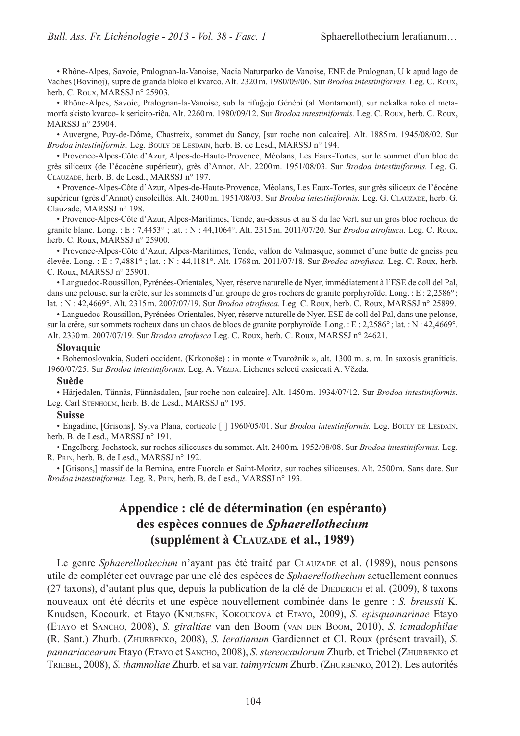• Rhône-Alpes, Savoie, Pralognan-la-Vanoise, Nacia Naturparko de Vanoise, ENE de Pralognan, U k apud lago de Vaches (Bovinoj), supre de granda bloko el kvarco. Alt. 2320 m. 1980/09/06. Sur *Brodoa intestiniformis.* Leg. C. Roux, herb. C. Roux, MARSSJ n° 25903.

• Rhône-Alpes, Savoie, Pralognan-la-Vanoise, sub la rifuĝejo Génépi (al Montamont), sur nekalka roko el metamorfa skisto kvarco- k sericito-riĉa. Alt. 2260 m. 1980/09/12. Sur *Brodoa intestiniformis.* Leg. C. Roux, herb. C. Roux, MARSSJ n° 25904.

• Auvergne, Puy-de-Dôme, Chastreix, sommet du Sancy, [sur roche non calcaire]. Alt. 1885 m. 1945/08/02. Sur *Brodoa intestiniformis.* Leg. Bouly de Lesdain, herb. B. de Lesd., MARSSJ n° 194.

• Provence-Alpes-Côte d'Azur, Alpes-de-Haute-Provence, Méolans, Les Eaux-Tortes, sur le sommet d'un bloc de grès siliceux (de l'écocène supérieur), grès d'Annot. Alt. 2200 m. 1951/08/03. Sur *Brodoa intestiniformis.* Leg. G. Clauzade, herb. B. de Lesd., MARSSJ n° 197.

• Provence-Alpes-Côte d'Azur, Alpes-de-Haute-Provence, Méolans, Les Eaux-Tortes, sur grès siliceux de l'éocène supérieur (grès d'Annot) ensoleillés. Alt. 2400 m. 1951/08/03. Sur *Brodoa intestiniformis.* Leg. G. Clauzade, herb. G. Clauzade, MARSSJ n° 198.

• Provence-Alpes-Côte d'Azur, Alpes-Maritimes, Tende, au-dessus et au S du lac Vert, sur un gros bloc rocheux de granite blanc. Long. : E : 7,4453° ; lat. : N : 44,1064°. Alt. 2315 m. 2011/07/20. Sur *Brodoa atrofusca.* Leg. C. Roux, herb. C. Roux, MARSSJ n° 25900.

• Provence-Alpes-Côte d'Azur, Alpes-Maritimes, Tende, vallon de Valmasque, sommet d'une butte de gneiss peu élevée. Long. : E : 7,4881° ; lat. : N : 44,1181°. Alt. 1768 m. 2011/07/18. Sur *Brodoa atrofusca.* Leg. C. Roux, herb. C. Roux, MARSSJ n° 25901.

• Languedoc-Roussillon, Pyrénées-Orientales, Nyer, réserve naturelle de Nyer, immédiatement à l'ESE de coll del Pal, dans une pelouse, sur la crête, sur les sommets d'un groupe de gros rochers de granite porphyroïde. Long. : E : 2,2586° ; lat. : N : 42,4669°. Alt. 2315 m. 2007/07/19. Sur *Brodoa atrofusca.* Leg. C. Roux, herb. C. Roux, MARSSJ n° 25899.

• Languedoc-Roussillon, Pyrénées-Orientales, Nyer, réserve naturelle de Nyer, ESE de coll del Pal, dans une pelouse, sur la crête, sur sommets rocheux dans un chaos de blocs de granite porphyroïde. Long. : E : 2,2586° ; lat. : N : 42,4669°. Alt. 2330 m. 2007/07/19. Sur *Brodoa atrofusca* Leg. C. Roux, herb. C. Roux, MARSSJ n° 24621.

**Slovaquie**

• Bohemoslovakia, Sudeti occident. (Krkonoše) : in monte « Tvaružnik », alt. 1300 m. s. m. In saxosis graniticis. 1960/07/25. Sur *Brodoa intestiniformis.* Leg. A. Vězda. Lichenes selecti exsiccati A. Vězda.

**Suède**

• Härjedalen, Tännäs, Fünnäsdalen, [sur roche non calcaire]. Alt. 1450 m. 1934/07/12. Sur *Brodoa intestiniformis.* Leg. Carl Stenholm, herb. B. de Lesd., MARSSJ n° 195.

**Suisse**

• Engadine, [Grisons], Sylva Plana, corticole [!] 1960/05/01. Sur *Brodoa intestiniformis.* Leg. Bouly de Lesdain, herb. B. de Lesd., MARSSJ n° 191.

• Engelberg, Jochstock, sur roches siliceuses du sommet. Alt. 2400 m. 1952/08/08. Sur *Brodoa intestiniformis.* Leg. R. Prin, herb. B. de Lesd., MARSSJ n° 192.

• [Grisons,] massif de la Bernina, entre Fuorcla et Saint-Moritz, sur roches siliceuses. Alt. 2500 m. Sans date. Sur *Brodoa intestiniformis.* Leg. R. Prin, herb. B. de Lesd., MARSSJ n° 193.

## Appendice : clé de détermination (en espéranto) des espèces connues de *Sphaerellothecium* (supplément à Clauzade et al., 1989)

Le genre *Sphaerellothecium* n'ayant pas été traité par Clauzade et al. (1989), nous pensons utile de compléter cet ouvrage par une clé des espèces de *Sphaerellothecium* actuellement connues (27 taxons), d'autant plus que, depuis la publication de la clé de Diederich et al. (2009), 8 taxons nouveaux ont été décrits et une espèce nouvellement combinée dans le genre : *S. breussii* K. Knudsen, Kocourk. et Etayo (Knudsen, Kokouková et Etayo, 2009), *S. episquamarinae* Etayo (Etayo et Sancho, 2008), *S. giraltiae* van den Boom (van den Boom, 2010), *S. icmadophilae* (R. Sant.) Zhurb. (Zhurbenko, 2008), *S. leratianum* Gardiennet et Cl. Roux (présent travail), *S. pannariacearum* Etayo (Etayo et Sancho, 2008), *S. stereocaulorum* Zhurb. et Triebel (Zhurbenko et Triebel, 2008), *S. thamnoliae* Zhurb. et sa var. *taimyricum* Zhurb. (Zhurbenko, 2012). Les autorités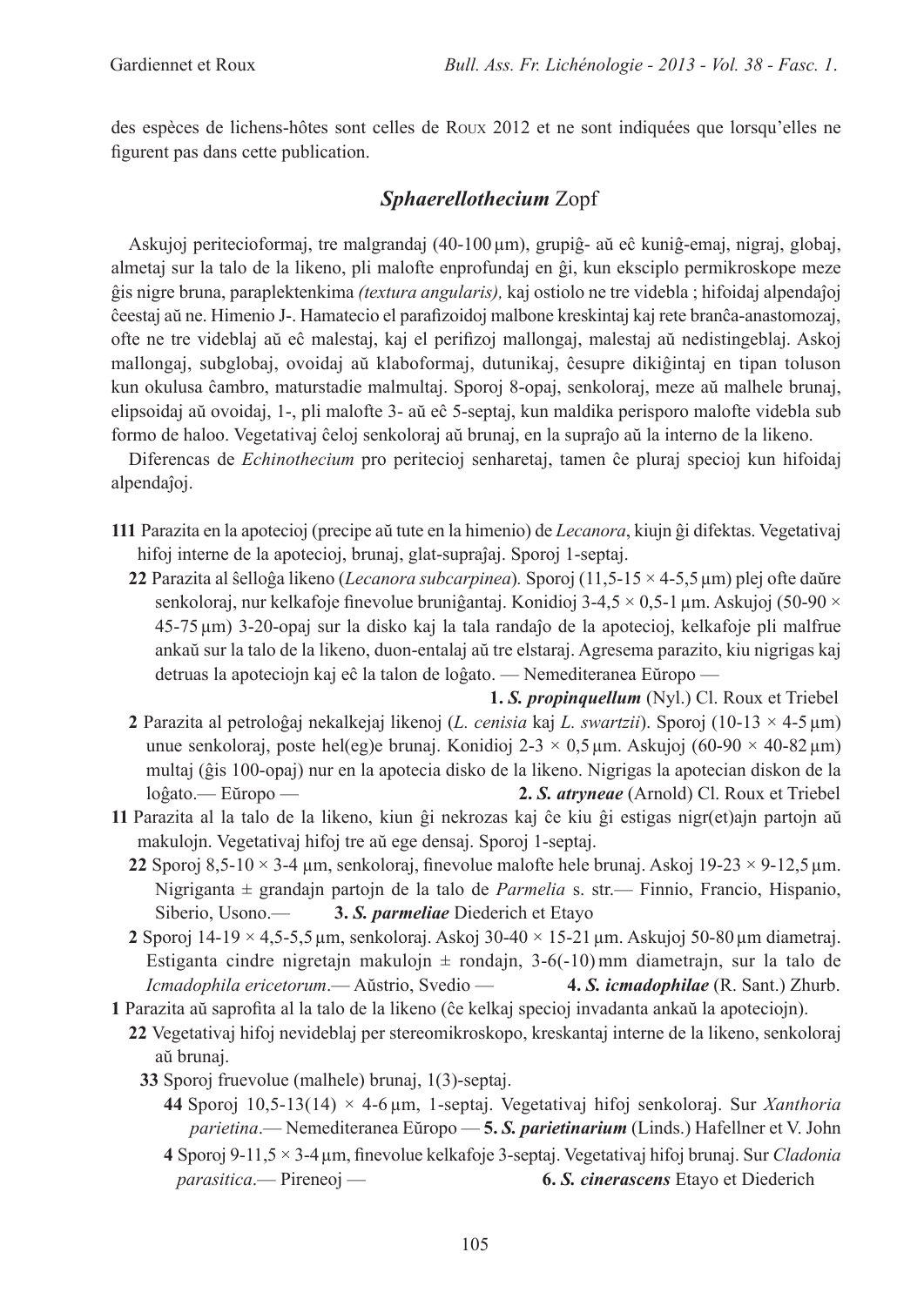des espèces de lichens-hôtes sont celles de Roux 2012 et ne sont indiquées que lorsqu'elles ne figurent pas dans cette publication.

## *Sphaerellothecium* Zopf

Askujoj peritecioformaj, tre malgrandaj (40-100 µm), grupiĝ- aŭ eĉ kuniĝ-emaj, nigraj, globaj, almetaj sur la talo de la likeno, pli malofte enprofundaj en ĝi, kun eksciplo permikroskope meze ĝis nigre bruna, paraplektenkima *(textura angularis),* kaj ostiolo ne tre videbla ; hifoidaj alpendaĵoj ĉeestaj aŭ ne. Himenio J-. Hamatecio el parafizoidoj malbone kreskintaj kaj rete branĉa-anastomozaj, ofte ne tre videblaj aŭ eĉ malestaj, kaj el perifizoj mallongaj, malestaj aŭ nedistingeblaj. Askoj mallongaj, subglobaj, ovoidaj aŭ klaboformaj, dutunikaj, ĉesupre dikiĝintaj en tipan toluson kun okulusa ĉambro, maturstadie malmultaj. Sporoj 8-opaj, senkoloraj, meze aŭ malhele brunaj, elipsoidaj aŭ ovoidaj, 1-, pli malofte 3- aŭ eĉ 5-septaj, kun maldika perisporo malofte videbla sub formo de haloo. Vegetativaj ĉeloj senkoloraj aŭ brunaj, en la supraĵo aŭ la interno de la likeno.

Diferencas de *Echinothecium* pro peritecioj senharetaj, tamen ĉe pluraj specioj kun hifoidaj alpendaĵoj.

**111** Parazita en la apotecioj (precipe aŭ tute en la himenio) de *Lecanora*, kiujn ĝi difektas. Vegetativaj hifoj interne de la apotecioj, brunaj, glat-supraĵaj. Sporoj 1-septaj.

**22** Parazita al ŝelloĝa likeno (*Lecanora subcarpinea*)*.* Sporoj (11,5-15 × 4-5,5 µm) plej ofte daŭre senkoloraj, nur kelkafoje finevolue bruniĝantaj. Konidioj 3-4,5 × 0,5-1 µm. Askujoj (50-90 × 45-75 µm) 3-20-opaj sur la disko kaj la tala randaĵo de la apotecioj, kelkafoje pli malfrue ankaŭ sur la talo de la likeno, duon-entalaj aŭ tre elstaraj. Agresema parazito, kiu nigrigas kaj detruas la apoteciojn kaj eĉ la talon de loĝato. — Nemediteranea Eŭropo — **1.** ***S. propinquellum*** (Nyl.) Cl. Roux et Triebel

**2** Parazita al petroloĝaj nekalkejaj likenoj (*L. cenisia* kaj *L. swartzii*). Sporoj (10-13 × 4-5 µm) unue senkoloraj, poste hel(eg)e brunaj. Konidioj 2-3 × 0,5 µm. Askujoj (60-90 × 40-82 µm) multaj (ĝis 100-opaj) nur en la apotecia disko de la likeno. Nigrigas la apotecian diskon de la loĝato.— Eŭropo — **2.** ***S. atryneae*** (Arnold) Cl. Roux et Triebel

**11** Parazita al la talo de la likeno, kiun ĝi nekrozas kaj ĉe kiu ĝi estigas nigr(et)ajn partojn aŭ makulojn. Vegetativaj hifoj tre aŭ ege densaj. Sporoj 1-septaj.

**22** Sporoj 8,5-10 × 3-4 µm, senkoloraj, finevolue malofte hele brunaj. Askoj 19-23 × 9-12,5 µm. Nigriganta ± grandajn partojn de la talo de *Parmelia* s. str.— Finnio, Francio, Hispanio, Siberio, Usono.— **3.** ***S. parmeliae*** Diederich et Etayo

**2** Sporoj 14-19 × 4,5-5,5 µm, senkoloraj. Askoj 30-40 × 15-21 µm. Askujoj 50-80 µm diametraj. Estiganta cindre nigretajn makulojn ± rondajn, 3-6(-10) mm diametrajn, sur la talo de *Icmadophila ericetorum*.— Aŭstrio, Svedio — **4.** ***S. icmadophilae*** (R. Sant.) Zhurb.

**1** Parazita aŭ saprofita al la talo de la likeno (ĉe kelkaj specioj invadanta ankaŭ la apoteciojn).

**22** Vegetativaj hifoj nevideblaj per stereomikroskopo, kreskantaj interne de la likeno, senkoloraj aŭ brunaj.

**33** Sporoj fruevolue (malhele) brunaj, 1(3)-septaj.

**44** Sporoj 10,5-13(14) × 4-6 µm, 1-septaj. Vegetativaj hifoj senkoloraj. Sur *Xanthoria parietina*.— Nemediteranea Eŭropo — **5.** ***S. parietinarium*** (Linds.) Hafellner et V. John

**4** Sporoj 9-11,5 × 3-4 µm, finevolue kelkafoje 3-septaj. Vegetativaj hifoj brunaj. Sur *Cladonia parasitica*.— Pireneoj — **6.** ***S. cinerascens*** Etayo et Diederich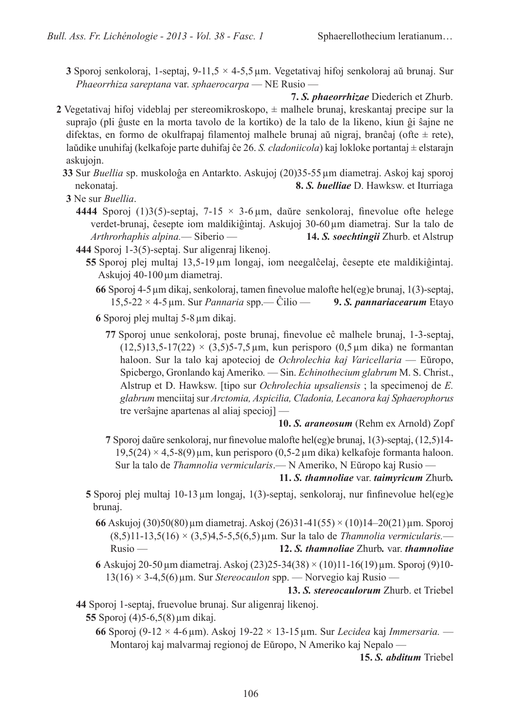**3** Sporoj senkoloraj, 1-septaj, 9-11,5 × 4-5,5 µm. Vegetativaj hifoj senkoloraj aŭ brunaj. Sur *Phaeorrhiza sareptana* var. *sphaerocarpa* — NE Rusio —

**7.** ***S. phaeorrhizae*** **Diederich et Zhurb.**

**2** Vegetativaj hifoj videblaj per stereomikroskopo, ± malhele brunaj, kreskantaj precipe sur la supraĵo (pli ĝuste en la morta tavolo de la kortiko) de la talo de la likeno, kiun ĝi ŝajne ne difektas, en formo de okulfrapaj filamentoj malhele brunaj aŭ nigraj, branĉaj (ofte ± rete), laŭdike unuhifaj (kelkafoje parte duhifaj ĉe 26. *S. cladoniicola*) kaj lokloke portantaj ± elstarajn askujojn.

**33** Sur *Buellia* sp. muskoloĝa en Antarkto. Askujoj (20)35-55 µm diametraj. Askoj kaj sporoj nekonataj.

**8.** ***S. buelliae*** **D. Hawksw. et Iturriaga**

**3** Ne sur *Buellia*.

**4444** Sporoj (1)3(5)-septaj, 7-15 × 3-6 µm, daŭre senkoloraj, finevolue ofte helege verdet-brunaj, ĉesepte iom maldikiĝintaj. Askujoj 30-60 µm diametraj. Sur la talo de *Arthrorhaphis alpina.*— Siberio —

**14.** ***S. soechtingii*** **Zhurb. et Alstrup**

**444** Sporoj 1-3(5)-septaj. Sur aligenraj likenoj.

**55** Sporoj plej multaj 13,5-19 µm longaj, iom neegalĉelaj, ĉesepte ete maldikiĝintaj. Askujoj 40-100 µm diametraj.

**66** Sporoj 4-5 µm dikaj, senkoloraj, tamen finevolue malofte hel(eg)e brunaj, 1(3)-septaj, 15,5-22 × 4-5 µm. Sur *Pannaria* spp.— Ĉilio —

**9.** ***S. pannariacearum*** **Etayo**

**6** Sporoj plej multaj 5-8 µm dikaj.

**77** Sporoj unue senkoloraj, poste brunaj, finevolue eĉ malhele brunaj, 1-3-septaj, (12,5)13,5-17(22) × (3,5)5-7,5 µm, kun perisporo (0,5 µm dika) ne formantan haloon. Sur la talo kaj apotecioj de *Ochrolechia kaj Varicellaria* — Eŭropo, Spicbergo, Gronlando kaj Ameriko. — Sin. *Echinothecium glabrum* M. S. Christ., Alstrup et D. Hawksw. [tipo sur *Ochrolechia upsaliensis* ; la specimenoj de *E. glabrum* menciitaj sur *Arctomia, Aspicilia, Cladonia, Lecanora kaj Sphaerophorus* tre verŝajne apartenas al aliaj specioj] —

**10.** ***S. araneosum*** **(Rehm ex Arnold) Zopf**

**7** Sporoj daŭre senkoloraj, nur finevolue malofte hel(eg)e brunaj, 1(3)-septaj, (12,5)14-19,5(24) × 4,5-8(9) µm, kun perisporo (0,5-2 µm dika) kelkafoje formanta haloon. Sur la talo de *Thamnolia vermicularis*.— N Ameriko, N Eŭropo kaj Rusio —

**11.** ***S. thamnoliae*** **var.** ***taimyricum*** **Zhurb.**

**5** Sporoj plej multaj 10-13 µm longaj, 1(3)-septaj, senkoloraj, nur finfinevolue hel(eg)e brunaj.

**66** Askujoj (30)50(80) µm diametraj. Askoj (26)31-41(55) × (10)14–20(21) µm. Sporoj (8,5)11-13,5(16) × (3,5)4,5-5,5(6,5) µm. Sur la talo de *Thamnolia vermicularis.*— Rusio —

**12.** ***S. thamnoliae*** **Zhurb. var.** ***thamnoliae***

**6** Askujoj 20-50 µm diametraj. Askoj (23)25-34(38) × (10)11-16(19) µm. Sporoj (9)10-13(16) × 3-4,5(6) µm. Sur *Stereocaulon* spp. — Norvegio kaj Rusio —

**13.** ***S. stereocaulorum*** **Zhurb. et Triebel**

**44** Sporoj 1-septaj, fruevolue brunaj. Sur aligenraj likenoj.

**55** Sporoj (4)5-6,5(8) µm dikaj.

**66** Sporoj (9-12 × 4-6 µm). Askoj 19-22 × 13-15 µm. Sur *Lecidea* kaj *Immersaria.* — Montaroj kaj malvarmaj regionoj de Eŭropo, N Ameriko kaj Nepalo —

**15.** ***S. abditum*** **Triebel**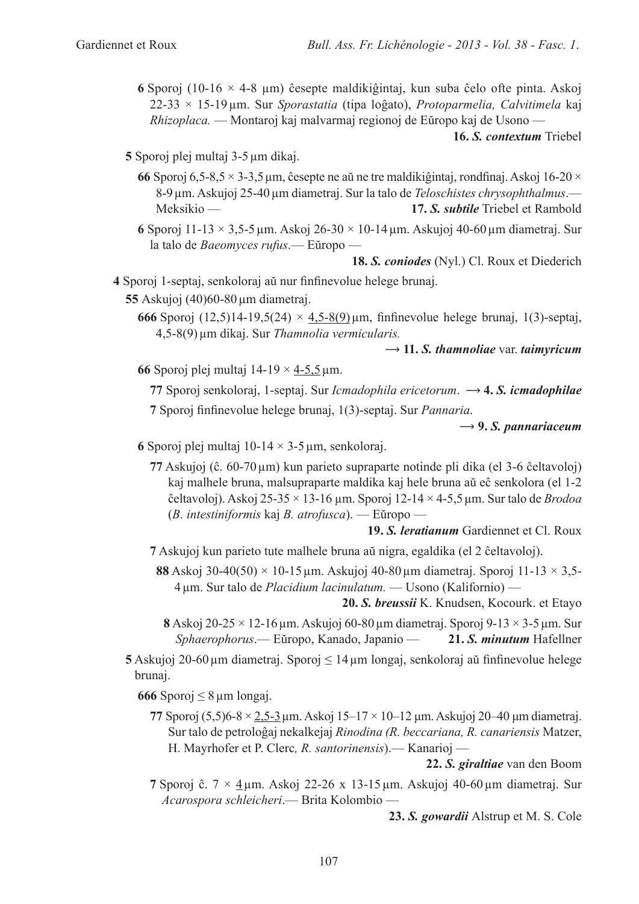**6** Sporoj (10-16 × 4-8 µm) ĉesepte maldikiĝintaj, kun suba ĉelo ofte pinta. Askoj 22-33 × 15-19 µm. Sur *Sporastatia* (tipa loĝato), *Protoparmelia, Calvitimela* kaj *Rhizoplaca.* — Montaroj kaj malvarmaj regionoj de Eŭropo kaj de Usono —

**16. *S. contextum*** Triebel

**5** Sporoj plej multaj 3-5 µm dikaj.

**66** Sporoj 6,5-8,5 × 3-3,5 µm, ĉesepte ne aŭ ne tre maldikiĝintaj, rondfinaj. Askoj 16-20 × 8-9 µm. Askujoj 25-40 µm diametraj. Sur la talo de *Teloschistes chrysophthalmus*.— Meksikio — **17. *S. subtile*** Triebel et Rambold

**6** Sporoj 11-13 × 3,5-5 µm. Askoj 26-30 × 10-14 µm. Askujoj 40-60 µm diametraj. Sur la talo de *Baeomyces rufus*.— Eŭropo —

**18. *S. coniodes*** (Nyl.) Cl. Roux et Diederich

**4** Sporoj 1-septaj, senkoloraj aŭ nur finfinevolue helege brunaj.

**55** Askujoj (40)60-80 µm diametraj.

**666** Sporoj (12,5)14-19,5(24) × <u>4,5-8(9)</u> µm, finfinevolue helege brunaj, 1(3)-septaj, 4,5-8(9) µm dikaj. Sur *Thamnolia vermicularis.*

**→ 11. *S. thamnoliae*** var. ***taimyricum***

**66** Sporoj plej multaj 14-19 × <u>4-5,5</u> µm.

**77** Sporoj senkoloraj, 1-septaj. Sur *Icmadophila ericetorum*. **→ 4. *S. icmadophilae***

**7** Sporoj finfinevolue helege brunaj, 1(3)-septaj. Sur *Pannaria*.

**→ 9. *S. pannariaceum***

**6** Sporoj plej multaj 10-14 × 3-5 µm, senkoloraj.

**77** Askujoj (ĉ. 60-70 µm) kun parieto supraparte notinde pli dika (el 3-6 ĉeltavoloj) kaj malhele bruna, malsupraparte maldika kaj hele bruna aŭ eĉ senkolora (el 1-2 ĉeltavoloj). Askoj 25-35 × 13-16 µm. Sporoj 12-14 × 4-5,5 µm. Sur talo de *Brodoa* (*B. intestiniformis* kaj *B. atrofusca*). — Eŭropo —

**19. *S. leratianum*** Gardiennet et Cl. Roux

**7** Askujoj kun parieto tute malhele bruna aŭ nigra, egaldika (el 2 ĉeltavoloj).

**88** Askoj 30-40(50) × 10-15 µm. Askujoj 40-80 µm diametraj. Sporoj 11-13 × 3,5-4 µm. Sur talo de *Placidium lacinulatum.* — Usono (Kalifornio) —

**20. *S. breussii*** K. Knudsen, Kocourk. et Etayo

**8** Askoj 20-25 × 12-16 µm. Askujoj 60-80 µm diametraj. Sporoj 9-13 × 3-5 µm. Sur *Sphaerophorus*.— Eŭropo, Kanado, Japanio — **21. *S. minutum*** Hafellner

**5** Askujoj 20-60 µm diametraj. Sporoj ≤ 14 µm longaj, senkoloraj aŭ finfinevolue helege brunaj.

**666** Sporoj ≤ 8 µm longaj.

**77** Sporoj (5,5)6-8 × <u>2,5-3</u> µm. Askoj 15–17 × 10–12 µm. Askujoj 20–40 µm diametraj. Sur talo de petroloĝaj nekalkejaj *Rinodina (R. beccariana, R. canariensis* Matzer, H. Mayrhofer et P. Clerc*, R. santorinensis*).— Kanarioj —

**22. *S. giraltiae*** van den Boom

**7** Sporoj ĉ. 7 × <u>4</u> µm. Askoj 22-26 x 13-15 µm. Askujoj 40-60 µm diametraj. Sur *Acarospora schleicheri*.— Brita Kolombio —

**23. *S. gowardii*** Alstrup et M. S. Cole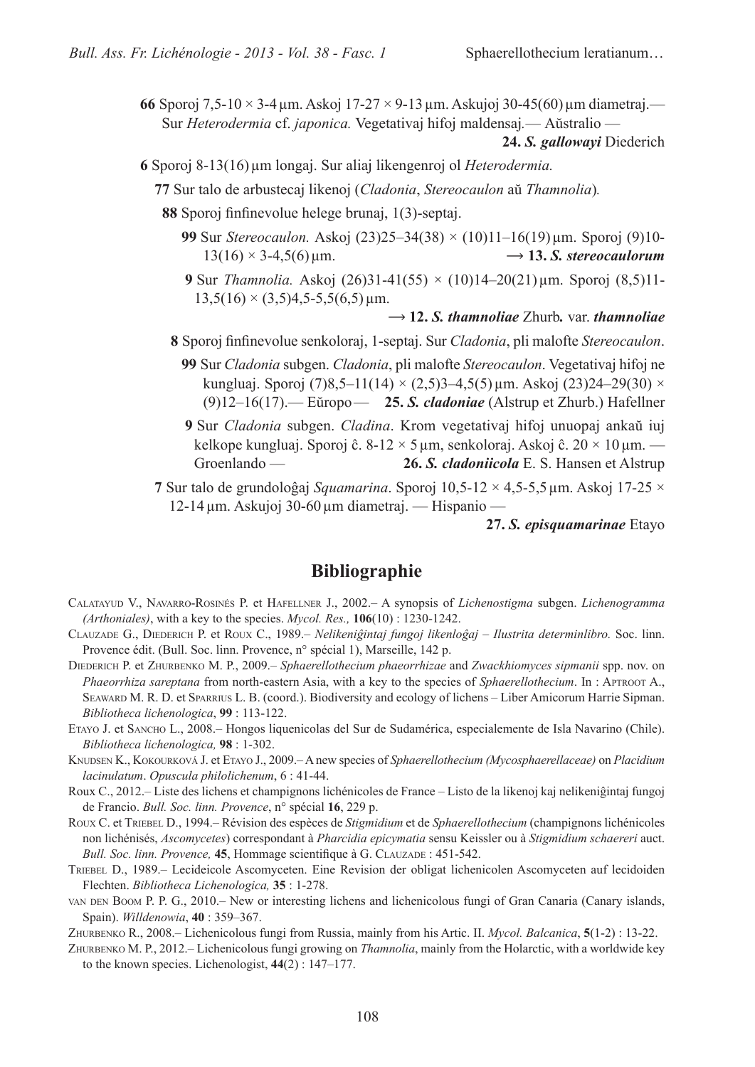**66** Sporoj 7,5-10 × 3-4 µm. Askoj 17-27 × 9-13 µm. Askujoj 30-45(60) µm diametraj.— Sur *Heterodermia* cf. *japonica.* Vegetativaj hifoj maldensaj.— Aŭstralio — **24. *S. gallowayi*** Diederich

**6** Sporoj 8-13(16) µm longaj. Sur aliaj likengenroj ol *Heterodermia.*

**77** Sur talo de arbustecaj likenoj (*Cladonia*, *Stereocaulon* aŭ *Thamnolia*).

**88** Sporoj finfinevolue helege brunaj, 1(3)-septaj.

**99** Sur *Stereocaulon.* Askoj (23)25–34(38) × (10)11–16(19) µm. Sporoj (9)10-13(16) × 3-4,5(6) µm. **→ 13. *S. stereocaulorum***

**9** Sur *Thamnolia.* Askoj (26)31-41(55) × (10)14–20(21) µm. Sporoj (8,5)11-13,5(16) × (3,5)4,5-5,5(6,5) µm. **→ 12. *S. thamnoliae*** Zhurb*.* var. ***thamnoliae***

**8** Sporoj finfinevolue senkoloraj, 1-septaj. Sur *Cladonia*, pli malofte *Stereocaulon*.

**99** Sur *Cladonia* subgen. *Cladonia*, pli malofte *Stereocaulon*. Vegetativaj hifoj ne kungluaj. Sporoj (7)8,5–11(14) × (2,5)3–4,5(5) µm. Askoj (23)24–29(30) × (9)12–16(17).— Eŭropo — **25. *S. cladoniae*** (Alstrup et Zhurb.) Hafellner

**9** Sur *Cladonia* subgen. *Cladina*. Krom vegetativaj hifoj unuopaj ankaŭ iuj kelkope kungluaj. Sporoj ĉ. 8-12 × 5 µm, senkoloraj. Askoj ĉ. 20 × 10 µm. — Groenlando — **26. *S. cladoniicola*** E. S. Hansen et Alstrup

**7** Sur talo de grundoloĝaj *Squamarina*. Sporoj 10,5-12 × 4,5-5,5 µm. Askoj 17-25 × 12-14 µm. Askujoj 30-60 µm diametraj. — Hispanio — **27. *S. episquamarinae*** Etayo

## Bibliographie

Calatayud V., Navarro-Rosinés P. et Hafellner J., 2002.– A synopsis of *Lichenostigma* subgen. *Lichenogramma (Arthoniales)*, with a key to the species. *Mycol. Res.,* **106**(10) : 1230-1242.

Clauzade G., Diederich P. et Roux C., 1989.– *Nelikeniĝintaj fungoj likenloĝaj – Ilustrita determinlibro.* Soc. linn. Provence édit. (Bull. Soc. linn. Provence, n° spécial 1), Marseille, 142 p.

Diederich P. et Zhurbenko M. P., 2009.– *Sphaerellothecium phaeorrhizae* and *Zwackhiomyces sipmanii* spp. nov. on *Phaeorrhiza sareptana* from north-eastern Asia, with a key to the species of *Sphaerellothecium*. In : Aptroot A., Seaward M. R. D. et Sparrius L. B. (coord.). Biodiversity and ecology of lichens – Liber Amicorum Harrie Sipman. *Bibliotheca lichenologica*, **99** : 113-122.

Etayo J. et Sancho L., 2008.– Hongos liquenicolas del Sur de Sudamérica, especialemente de Isla Navarino (Chile). *Bibliotheca lichenologica,* **98** : 1-302.

Knudsen K., Kokourková J. et Etayo J., 2009.– A new species of *Sphaerellothecium (Mycosphaerellaceae)* on *Placidium lacinulatum*. *Opuscula philolichenum*, 6 : 41-44.

Roux C., 2012.– Liste des lichens et champignons lichénicoles de France – Listo de la likenoj kaj nelikeniĝintaj fungoj de Francio. *Bull. Soc. linn. Provence*, n° spécial **16**, 229 p.

Roux C. et Triebel D., 1994.– Révision des espèces de *Stigmidium* et de *Sphaerellothecium* (champignons lichénicoles non lichénisés, *Ascomycetes*) correspondant à *Pharcidia epicymatia* sensu Keissler ou à *Stigmidium schaereri* auct. *Bull. Soc. linn. Provence,* **45**, Hommage scientifique à G. Clauzade : 451-542.

Triebel D., 1989.– Lecideicole Ascomyceten. Eine Revision der obligat lichenicolen Ascomyceten auf lecidoiden Flechten. *Bibliotheca Lichenologica,* **35** : 1-278.

van den Boom P. P. G., 2010.– New or interesting lichens and lichenicolous fungi of Gran Canaria (Canary islands, Spain). *Willdenowia*, **40** : 359–367.

Zhurbenko R., 2008.– Lichenicolous fungi from Russia, mainly from his Artic. II. *Mycol. Balcanica*, **5**(1-2) : 13-22.

Zhurbenko M. P., 2012.– Lichenicolous fungi growing on *Thamnolia*, mainly from the Holarctic, with a worldwide key to the known species. Lichenologist, **44**(2) : 147–177.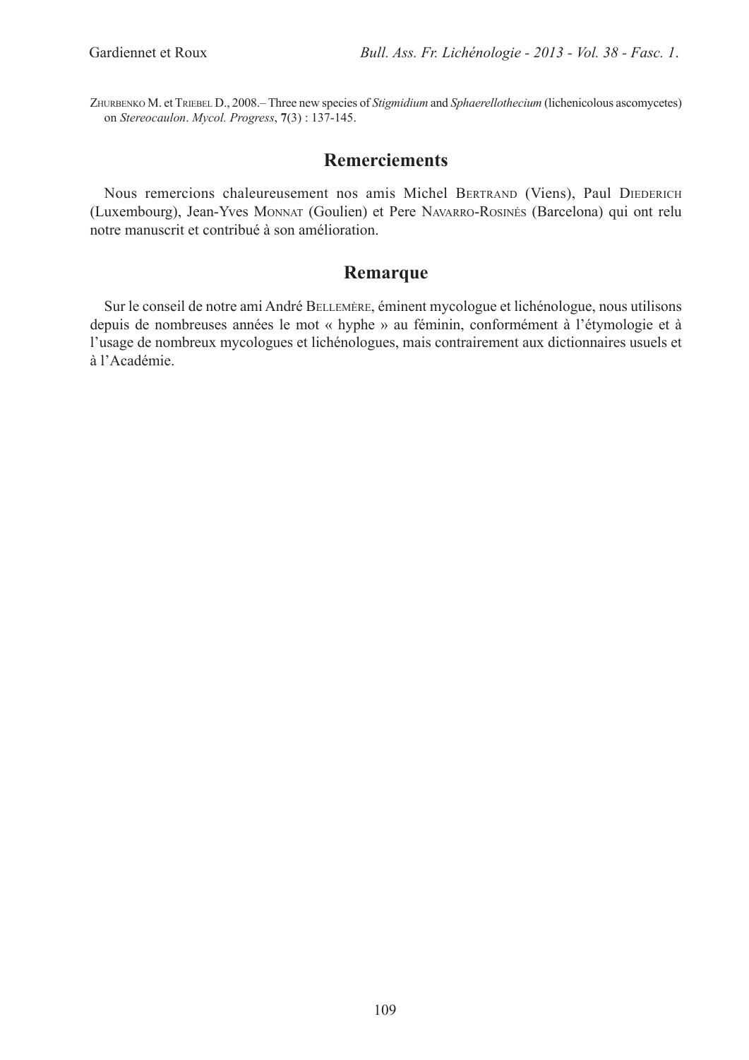Zhurbenko M. et Triebel D., 2008.– Three new species of *Stigmidium* and *Sphaerellothecium* (lichenicolous ascomycetes) on *Stereocaulon*. *Mycol. Progress*, **7**(3) : 137-145.

## Remerciements

Nous remercions chaleureusement nos amis Michel Bertrand (Viens), Paul Diederich (Luxembourg), Jean-Yves Monnat (Goulien) et Pere Navarro-Rosinés (Barcelona) qui ont relu notre manuscrit et contribué à son amélioration.

## Remarque

Sur le conseil de notre ami André Bellemère, éminent mycologue et lichénologue, nous utilisons depuis de nombreuses années le mot « hyphe » au féminin, conformément à l'étymologie et à l'usage de nombreux mycologues et lichénologues, mais contrairement aux dictionnaires usuels et à l'Académie.